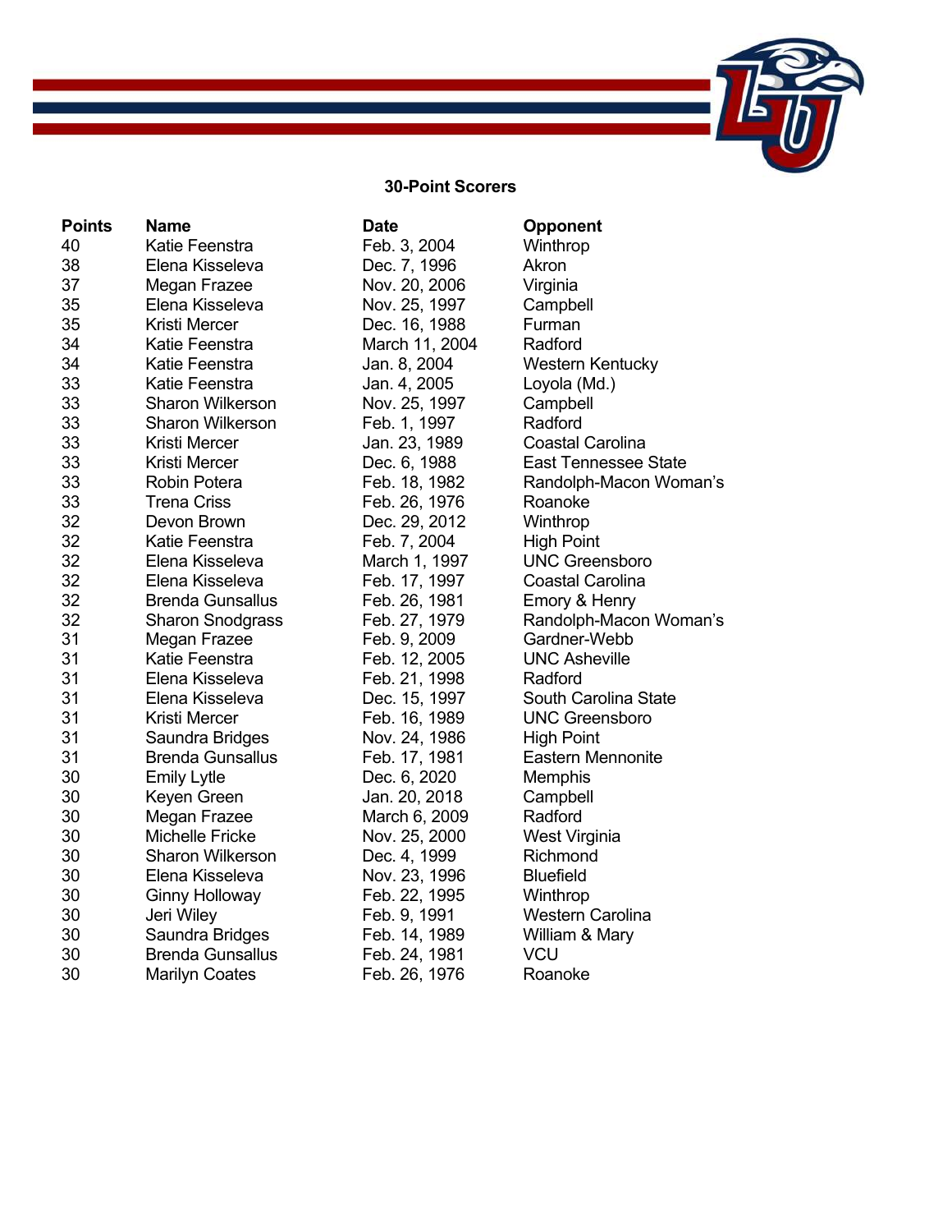## 30-Point Scorers

| Points | Name | Date | Opponent |
|---|---|---|---|
| 40 | Katie Feenstra | Feb. 3, 2004 | Winthrop |
| 38 | Elena Kisseleva | Dec. 7, 1996 | Akron |
| 37 | Megan Frazee | Nov. 20, 2006 | Virginia |
| 35 | Elena Kisseleva | Nov. 25, 1997 | Campbell |
| 35 | Kristi Mercer | Dec. 16, 1988 | Furman |
| 34 | Katie Feenstra | March 11, 2004 | Radford |
| 34 | Katie Feenstra | Jan. 8, 2004 | Western Kentucky |
| 33 | Katie Feenstra | Jan. 4, 2005 | Loyola (Md.) |
| 33 | Sharon Wilkerson | Nov. 25, 1997 | Campbell |
| 33 | Sharon Wilkerson | Feb. 1, 1997 | Radford |
| 33 | Kristi Mercer | Jan. 23, 1989 | Coastal Carolina |
| 33 | Kristi Mercer | Dec. 6, 1988 | East Tennessee State |
| 33 | Robin Potera | Feb. 18, 1982 | Randolph-Macon Woman's |
| 33 | Trena Criss | Feb. 26, 1976 | Roanoke |
| 32 | Devon Brown | Dec. 29, 2012 | Winthrop |
| 32 | Katie Feenstra | Feb. 7, 2004 | High Point |
| 32 | Elena Kisseleva | March 1, 1997 | UNC Greensboro |
| 32 | Elena Kisseleva | Feb. 17, 1997 | Coastal Carolina |
| 32 | Brenda Gunsallus | Feb. 26, 1981 | Emory & Henry |
| 32 | Sharon Snodgrass | Feb. 27, 1979 | Randolph-Macon Woman's |
| 31 | Megan Frazee | Feb. 9, 2009 | Gardner-Webb |
| 31 | Katie Feenstra | Feb. 12, 2005 | UNC Asheville |
| 31 | Elena Kisseleva | Feb. 21, 1998 | Radford |
| 31 | Elena Kisseleva | Dec. 15, 1997 | South Carolina State |
| 31 | Kristi Mercer | Feb. 16, 1989 | UNC Greensboro |
| 31 | Saundra Bridges | Nov. 24, 1986 | High Point |
| 31 | Brenda Gunsallus | Feb. 17, 1981 | Eastern Mennonite |
| 30 | Emily Lytle | Dec. 6, 2020 | Memphis |
| 30 | Keyen Green | Jan. 20, 2018 | Campbell |
| 30 | Megan Frazee | March 6, 2009 | Radford |
| 30 | Michelle Fricke | Nov. 25, 2000 | West Virginia |
| 30 | Sharon Wilkerson | Dec. 4, 1999 | Richmond |
| 30 | Elena Kisseleva | Nov. 23, 1996 | Bluefield |
| 30 | Ginny Holloway | Feb. 22, 1995 | Winthrop |
| 30 | Jeri Wiley | Feb. 9, 1991 | Western Carolina |
| 30 | Saundra Bridges | Feb. 14, 1989 | William & Mary |
| 30 | Brenda Gunsallus | Feb. 24, 1981 | VCU |
| 30 | Marilyn Coates | Feb. 26, 1976 | Roanoke |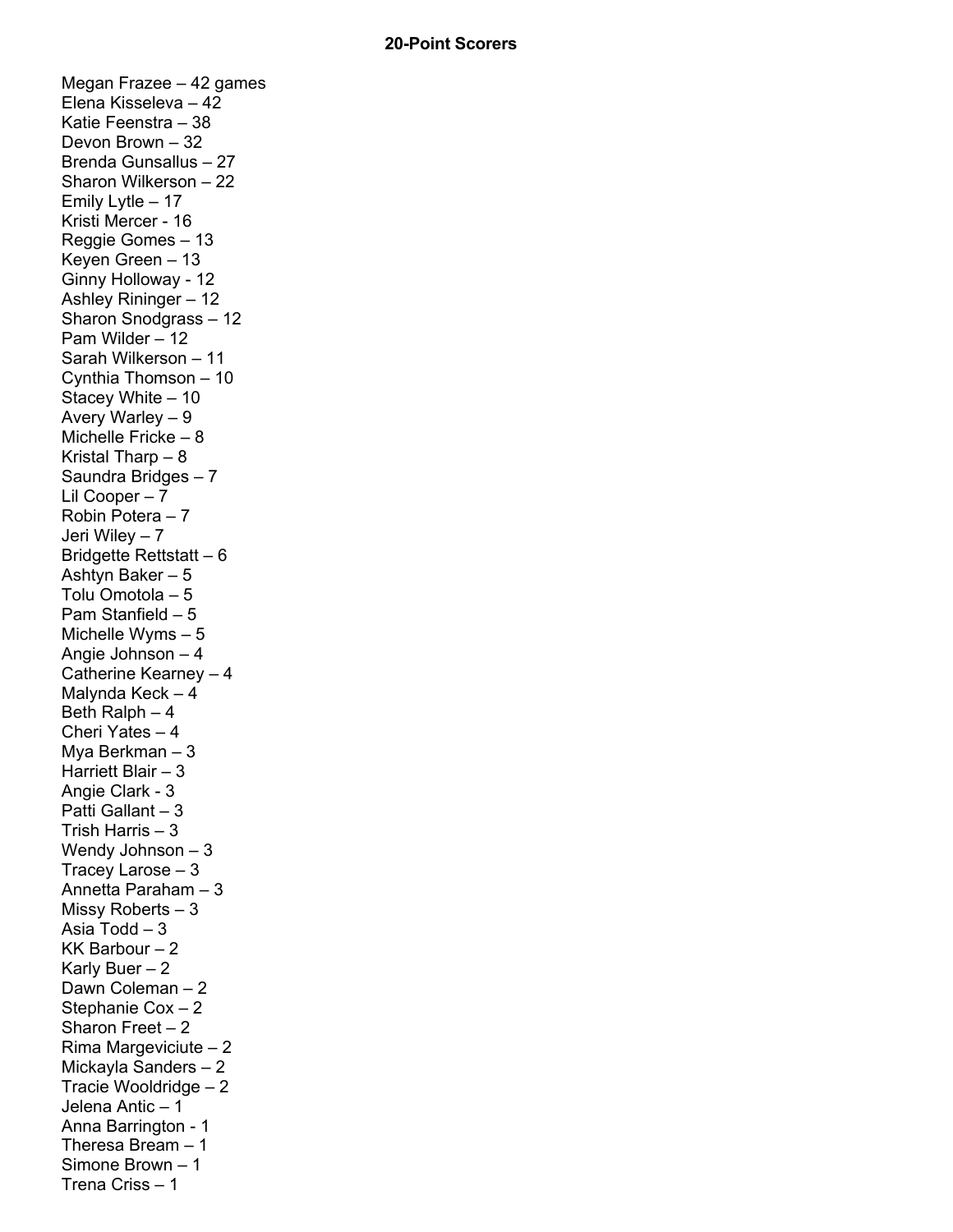## 20-Point Scorers

Megan Frazee – 42 games
Elena Kisseleva – 42
Katie Feenstra – 38
Devon Brown – 32
Brenda Gunsallus – 27
Sharon Wilkerson – 22
Emily Lytle – 17
Kristi Mercer - 16
Reggie Gomes – 13
Keyen Green – 13
Ginny Holloway - 12
Ashley Rininger – 12
Sharon Snodgrass – 12
Pam Wilder – 12
Sarah Wilkerson – 11
Cynthia Thomson – 10
Stacey White – 10
Avery Warley – 9
Michelle Fricke – 8
Kristal Tharp – 8
Saundra Bridges – 7
Lil Cooper – 7
Robin Potera – 7
Jeri Wiley – 7
Bridgette Rettstatt – 6
Ashtyn Baker – 5
Tolu Omotola – 5
Pam Stanfield – 5
Michelle Wyms – 5
Angie Johnson – 4
Catherine Kearney – 4
Malynda Keck – 4
Beth Ralph – 4
Cheri Yates – 4
Mya Berkman – 3
Harriett Blair – 3
Angie Clark - 3
Patti Gallant – 3
Trish Harris – 3
Wendy Johnson – 3
Tracey Larose – 3
Annetta Paraham – 3
Missy Roberts – 3
Asia Todd – 3
KK Barbour – 2
Karly Buer – 2
Dawn Coleman – 2
Stephanie Cox – 2
Sharon Freet – 2
Rima Margeviciute – 2
Mickayla Sanders – 2
Tracie Wooldridge – 2
Jelena Antic – 1
Anna Barrington - 1
Theresa Bream – 1
Simone Brown – 1
Trena Criss – 1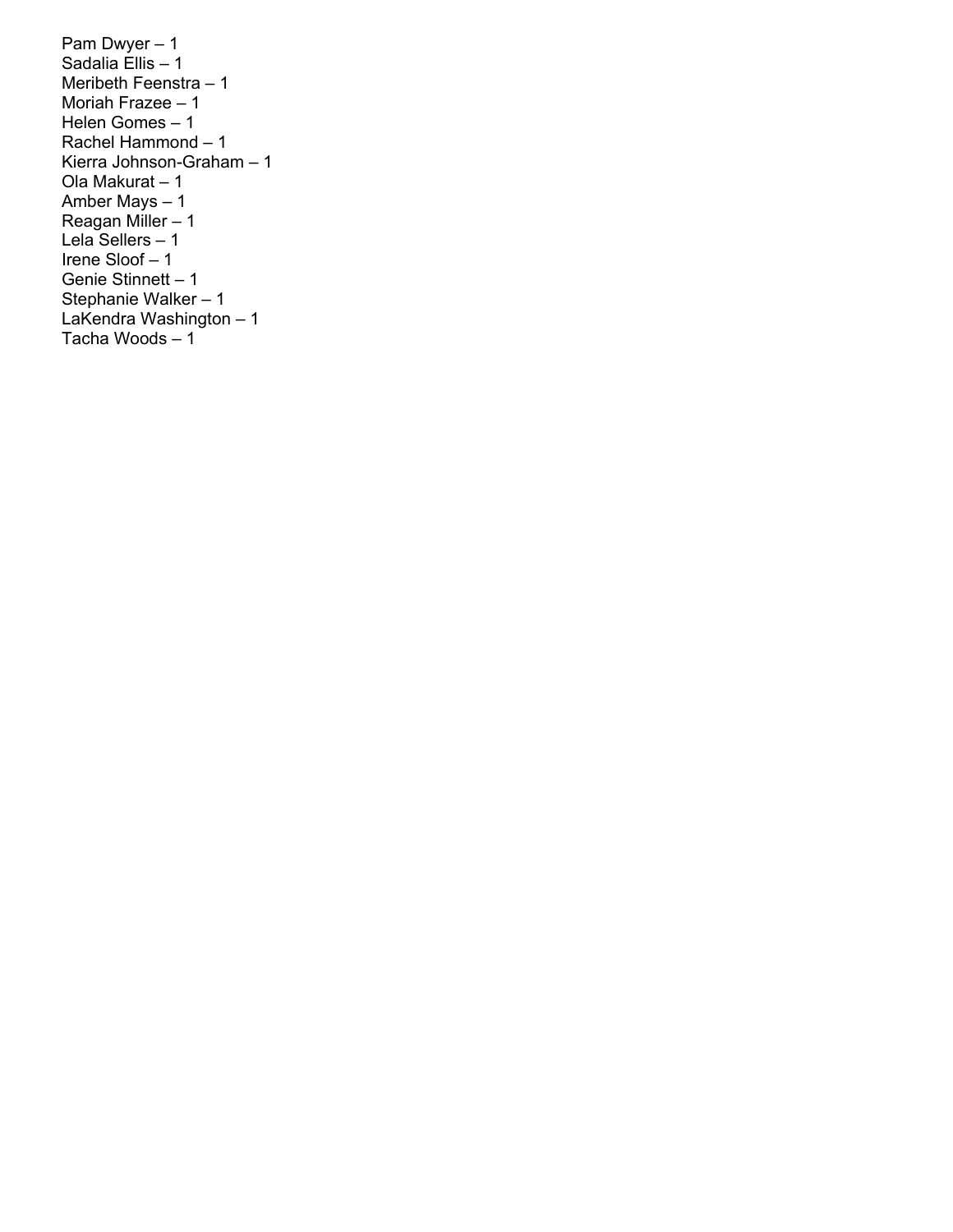Pam Dwyer – 1
Sadalia Ellis – 1
Meribeth Feenstra – 1
Moriah Frazee – 1
Helen Gomes – 1
Rachel Hammond – 1
Kierra Johnson-Graham – 1
Ola Makurat – 1
Amber Mays – 1
Reagan Miller – 1
Lela Sellers – 1
Irene Sloof – 1
Genie Stinnett – 1
Stephanie Walker – 1
LaKendra Washington – 1
Tacha Woods – 1